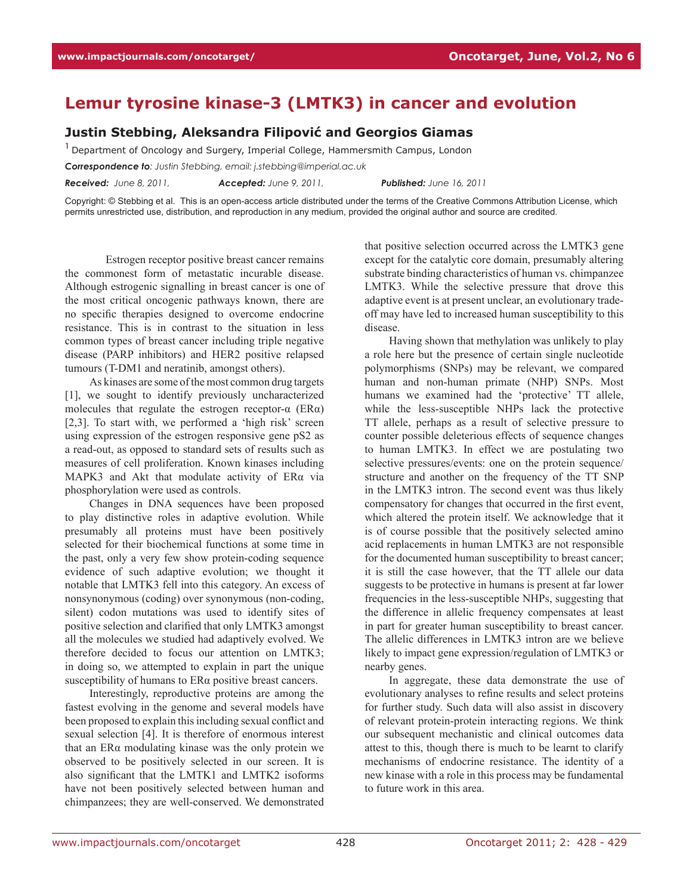# Lemur tyrosine kinase-3 (LMTK3) in cancer and evolution

### Justin Stebbing, Aleksandra Filipović and Georgios Giamas

[1] Department of Oncology and Surgery, Imperial College, Hammersmith Campus, London

*Correspondence to: Justin Stebbing, email: j.stebbing@imperial.ac.uk*

***Received:** June 8, 2011,* ***Accepted:** June 9, 2011,* ***Published:** June 16, 2011*

Copyright: © Stebbing et al. This is an open-access article distributed under the terms of the Creative Commons Attribution License, which permits unrestricted use, distribution, and reproduction in any medium, provided the original author and source are credited.

Estrogen receptor positive breast cancer remains the commonest form of metastatic incurable disease. Although estrogenic signalling in breast cancer is one of the most critical oncogenic pathways known, there are no specific therapies designed to overcome endocrine resistance. This is in contrast to the situation in less common types of breast cancer including triple negative disease (PARP inhibitors) and HER2 positive relapsed tumours (T-DM1 and neratinib, amongst others).

As kinases are some of the most common drug targets [1], we sought to identify previously uncharacterized molecules that regulate the estrogen receptor-α (ERα) [2,3]. To start with, we performed a 'high risk' screen using expression of the estrogen responsive gene pS2 as a read-out, as opposed to standard sets of results such as measures of cell proliferation. Known kinases including MAPK3 and Akt that modulate activity of ERα via phosphorylation were used as controls.

Changes in DNA sequences have been proposed to play distinctive roles in adaptive evolution. While presumably all proteins must have been positively selected for their biochemical functions at some time in the past, only a very few show protein-coding sequence evidence of such adaptive evolution; we thought it notable that LMTK3 fell into this category. An excess of nonsynonymous (coding) over synonymous (non-coding, silent) codon mutations was used to identify sites of positive selection and clarified that only LMTK3 amongst all the molecules we studied had adaptively evolved. We therefore decided to focus our attention on LMTK3; in doing so, we attempted to explain in part the unique susceptibility of humans to ERα positive breast cancers.

Interestingly, reproductive proteins are among the fastest evolving in the genome and several models have been proposed to explain this including sexual conflict and sexual selection [4]. It is therefore of enormous interest that an ERα modulating kinase was the only protein we observed to be positively selected in our screen. It is also significant that the LMTK1 and LMTK2 isoforms have not been positively selected between human and chimpanzees; they are well-conserved. We demonstrated that positive selection occurred across the LMTK3 gene except for the catalytic core domain, presumably altering substrate binding characteristics of human vs. chimpanzee LMTK3. While the selective pressure that drove this adaptive event is at present unclear, an evolutionary trade-off may have led to increased human susceptibility to this disease.

Having shown that methylation was unlikely to play a role here but the presence of certain single nucleotide polymorphisms (SNPs) may be relevant, we compared human and non-human primate (NHP) SNPs. Most humans we examined had the 'protective' TT allele, while the less-susceptible NHPs lack the protective TT allele, perhaps as a result of selective pressure to counter possible deleterious effects of sequence changes to human LMTK3. In effect we are postulating two selective pressures/events: one on the protein sequence/structure and another on the frequency of the TT SNP in the LMTK3 intron. The second event was thus likely compensatory for changes that occurred in the first event, which altered the protein itself. We acknowledge that it is of course possible that the positively selected amino acid replacements in human LMTK3 are not responsible for the documented human susceptibility to breast cancer; it is still the case however, that the TT allele our data suggests to be protective in humans is present at far lower frequencies in the less-susceptible NHPs, suggesting that the difference in allelic frequency compensates at least in part for greater human susceptibility to breast cancer. The allelic differences in LMTK3 intron are we believe likely to impact gene expression/regulation of LMTK3 or nearby genes.

In aggregate, these data demonstrate the use of evolutionary analyses to refine results and select proteins for further study. Such data will also assist in discovery of relevant protein-protein interacting regions. We think our subsequent mechanistic and clinical outcomes data attest to this, though there is much to be learnt to clarify mechanisms of endocrine resistance. The identity of a new kinase with a role in this process may be fundamental to future work in this area.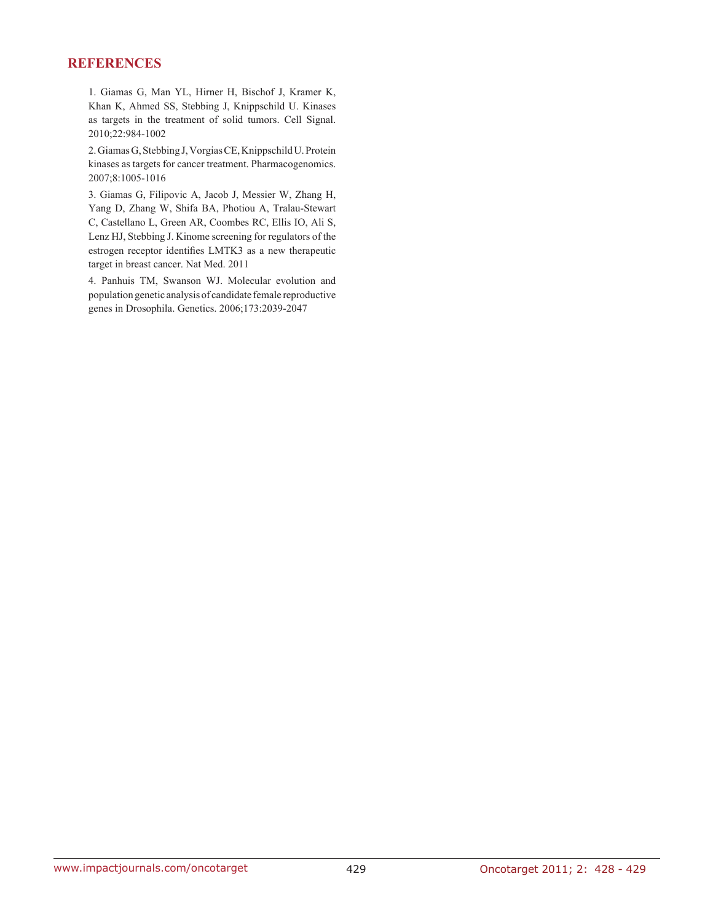## REFERENCES

1. Giamas G, Man YL, Hirner H, Bischof J, Kramer K, Khan K, Ahmed SS, Stebbing J, Knippschild U. Kinases as targets in the treatment of solid tumors. Cell Signal. 2010;22:984-1002

2. Giamas G, Stebbing J, Vorgias CE, Knippschild U. Protein kinases as targets for cancer treatment. Pharmacogenomics. 2007;8:1005-1016

3. Giamas G, Filipovic A, Jacob J, Messier W, Zhang H, Yang D, Zhang W, Shifa BA, Photiou A, Tralau-Stewart C, Castellano L, Green AR, Coombes RC, Ellis IO, Ali S, Lenz HJ, Stebbing J. Kinome screening for regulators of the estrogen receptor identifies LMTK3 as a new therapeutic target in breast cancer. Nat Med. 2011

4. Panhuis TM, Swanson WJ. Molecular evolution and population genetic analysis of candidate female reproductive genes in Drosophila. Genetics. 2006;173:2039-2047